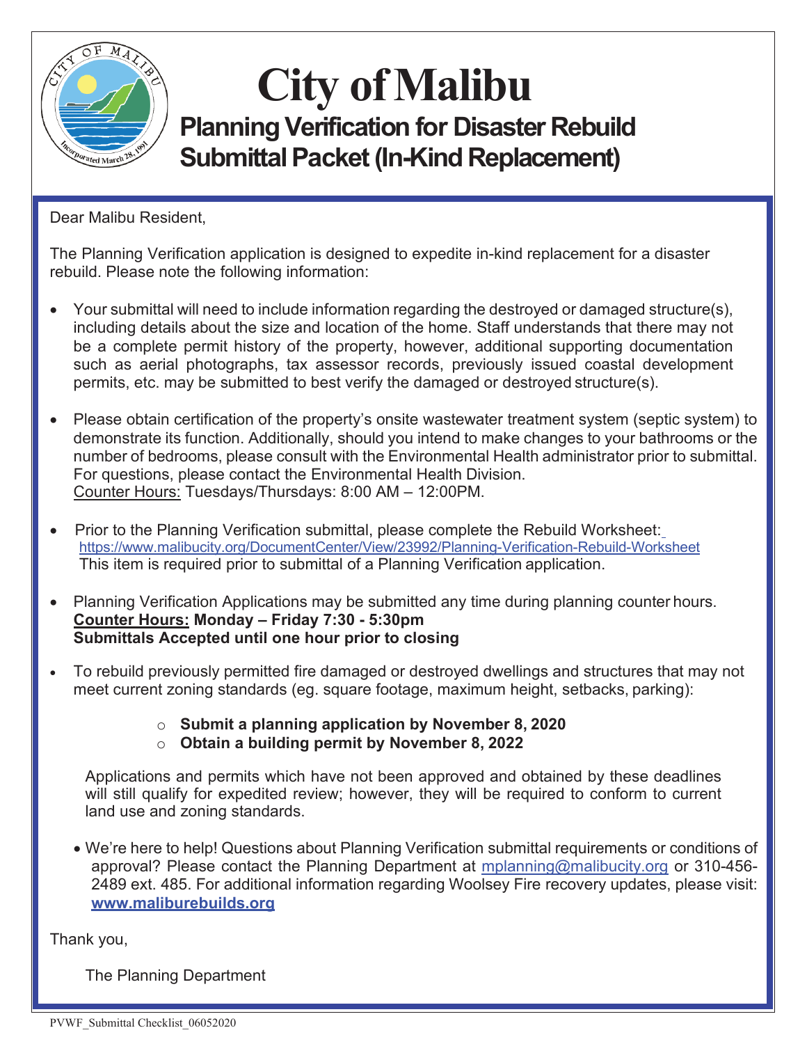# City of Malibu

## Planning Verification for Disaster Rebuild Submittal Packet (In-Kind Replacement)

Dear Malibu Resident,

The Planning Verification application is designed to expedite in-kind replacement for a disaster rebuild. Please note the following information:

- Your submittal will need to include information regarding the destroyed or damaged structure(s), including details about the size and location of the home. Staff understands that there may not be a complete permit history of the property, however, additional supporting documentation such as aerial photographs, tax assessor records, previously issued coastal development permits, etc. may be submitted to best verify the damaged or destroyed structure(s).

- Please obtain certification of the property's onsite wastewater treatment system (septic system) to demonstrate its function. Additionally, should you intend to make changes to your bathrooms or the number of bedrooms, please consult with the Environmental Health administrator prior to submittal. For questions, please contact the Environmental Health Division.
  Counter Hours: Tuesdays/Thursdays: 8:00 AM – 12:00PM.

- Prior to the Planning Verification submittal, please complete the Rebuild Worksheet: https://www.malibucity.org/DocumentCenter/View/23992/Planning-Verification-Rebuild-Worksheet
  This item is required prior to submittal of a Planning Verification application.

- Planning Verification Applications may be submitted any time during planning counter hours.
  **Counter Hours: Monday – Friday 7:30 - 5:30pm**
  **Submittals Accepted until one hour prior to closing**

- To rebuild previously permitted fire damaged or destroyed dwellings and structures that may not meet current zoning standards (eg. square footage, maximum height, setbacks, parking):
  - **Submit a planning application by November 8, 2020**
  - **Obtain a building permit by November 8, 2022**

  Applications and permits which have not been approved and obtained by these deadlines will still qualify for expedited review; however, they will be required to conform to current land use and zoning standards.

- We're here to help! Questions about Planning Verification submittal requirements or conditions of approval? Please contact the Planning Department at mplanning@malibucity.org or 310-456-2489 ext. 485. For additional information regarding Woolsey Fire recovery updates, please visit: **www.maliburebuilds.org**

Thank you,

The Planning Department

PVWF_Submittal Checklist_06052020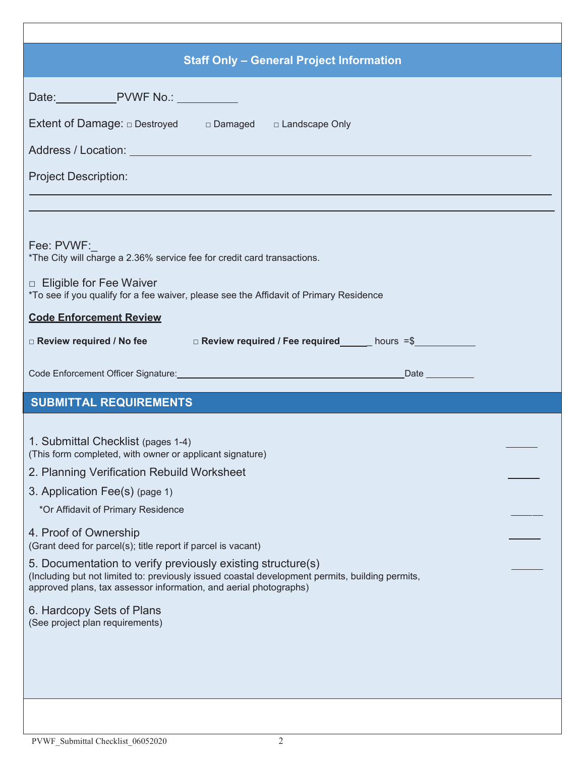## Staff Only – General Project Information

Date:__________ PVWF No.: __________

Extent of Damage: □ Destroyed □ Damaged □ Landscape Only

Address / Location: ____________________________________________________________

Project Description:

____________________________________________________________

____________________________________________________________

Fee: PVWF:_

*The City will charge a 2.36% service fee for credit card transactions.

□ Eligible for Fee Waiver

*To see if you qualify for a fee waiver, please see the Affidavit of Primary Residence

**Code Enforcement Review**

**□ Review required / No fee** **□ Review required / Fee required**______ hours =$___________

Code Enforcement Officer Signature:____________________________________________ Date _________

## SUBMITTAL REQUIREMENTS

1. Submittal Checklist (pages 1-4) _____
   (This form completed, with owner or applicant signature)
2. Planning Verification Rebuild Worksheet _____
3. Application Fee(s) (page 1)
   *Or Affidavit of Primary Residence _____
4. Proof of Ownership _____
   (Grant deed for parcel(s); title report if parcel is vacant)
5. Documentation to verify previously existing structure(s) _____
   (Including but not limited to: previously issued coastal development permits, building permits, approved plans, tax assessor information, and aerial photographs)
6. Hardcopy Sets of Plans
   (See project plan requirements)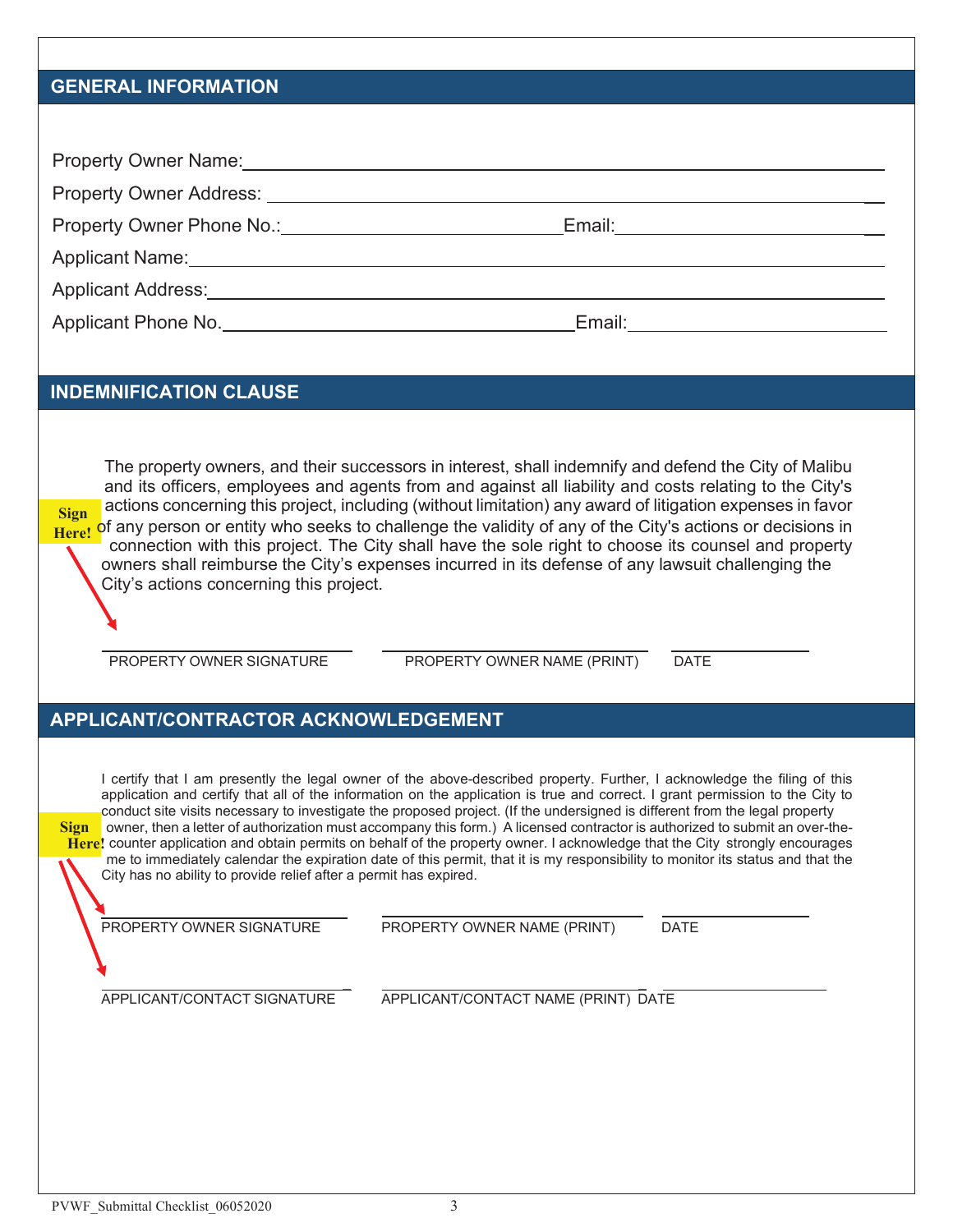## GENERAL INFORMATION

Property Owner Name:______________________________________________

Property Owner Address: ___________________________________________

Property Owner Phone No.:__________________________ Email:______________________

Applicant Name:_________________________________________________

Applicant Address:_______________________________________________

Applicant Phone No.___________________________ Email:______________________

## INDEMNIFICATION CLAUSE

The property owners, and their successors in interest, shall indemnify and defend the City of Malibu and its officers, employees and agents from and against all liability and costs relating to the City's actions concerning this project, including (without limitation) any award of litigation expenses in favor of any person or entity who seeks to challenge the validity of any of the City's actions or decisions in connection with this project. The City shall have the sole right to choose its counsel and property owners shall reimburse the City's expenses incurred in its defense of any lawsuit challenging the City's actions concerning this project.

**Sign Here!**

| ______________________ | ______________________ | ____________ |
|---|---|---|
| PROPERTY OWNER SIGNATURE | PROPERTY OWNER NAME (PRINT) | DATE |

## APPLICANT/CONTRACTOR ACKNOWLEDGEMENT

I certify that I am presently the legal owner of the above-described property. Further, I acknowledge the filing of this application and certify that all of the information on the application is true and correct. I grant permission to the City to conduct site visits necessary to investigate the proposed project. (If the undersigned is different from the legal property owner, then a letter of authorization must accompany this form.) A licensed contractor is authorized to submit an over-the-counter application and obtain permits on behalf of the property owner. I acknowledge that the City strongly encourages me to immediately calendar the expiration date of this permit, that it is my responsibility to monitor its status and that the City has no ability to provide relief after a permit has expired.

**Sign Here!**

| ______________________ | ______________________ | ____________ |
|---|---|---|
| PROPERTY OWNER SIGNATURE | PROPERTY OWNER NAME (PRINT) | DATE |
| ______________________ | ______________________ | ____________ |
| APPLICANT/CONTACT SIGNATURE | APPLICANT/CONTACT NAME (PRINT) | DATE |

PVWF_Submittal Checklist_06052020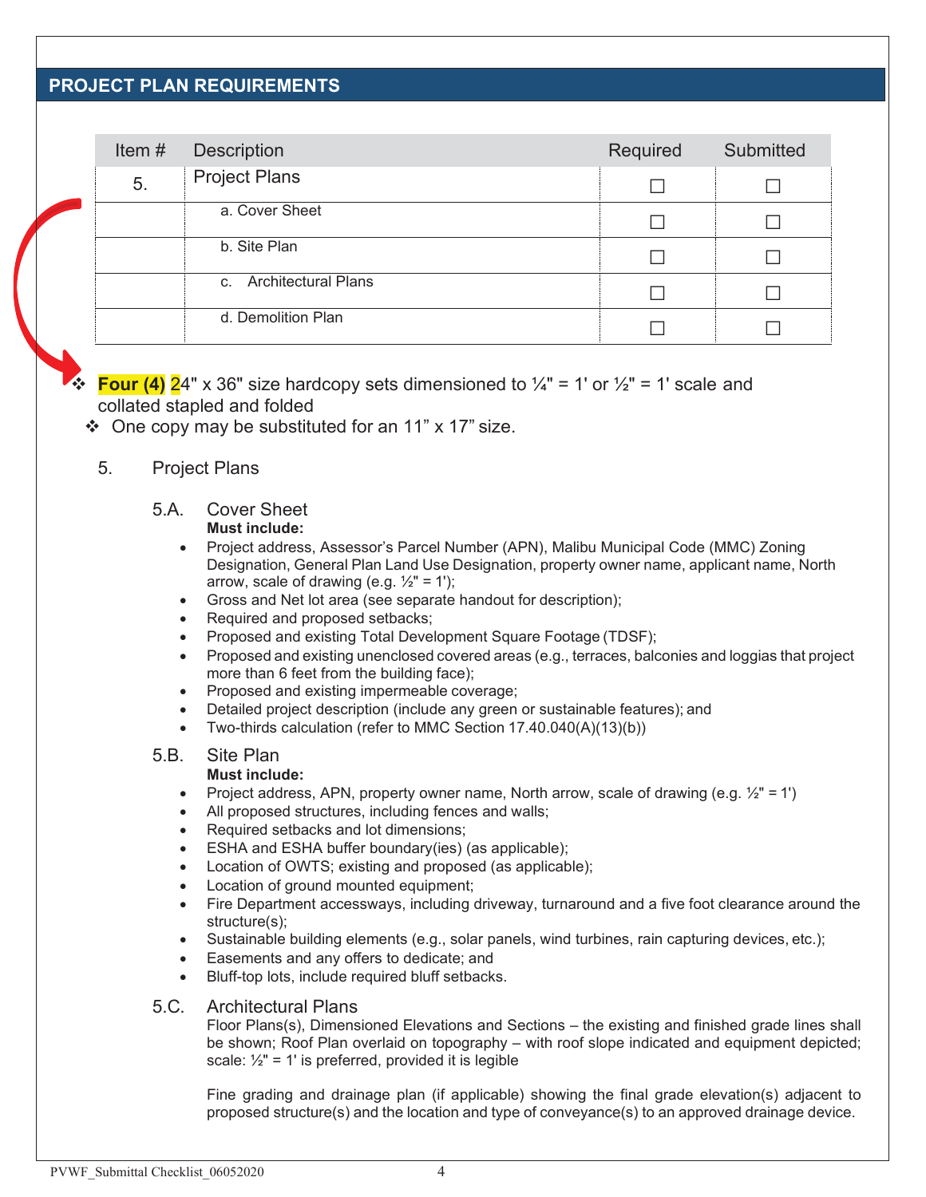## PROJECT PLAN REQUIREMENTS

| Item # | Description | Required | Submitted |
|---|---|---|---|
| 5. | Project Plans | ☐ | ☐ |
| | a. Cover Sheet | ☐ | ☐ |
| | b. Site Plan | ☐ | ☐ |
| | c. Architectural Plans | ☐ | ☐ |
| | d. Demolition Plan | ☐ | ☐ |

- ❖ **Four (4)** 24" x 36" size hardcopy sets dimensioned to ¼" = 1' or ½" = 1' scale and collated stapled and folded
- ❖ One copy may be substituted for an 11" x 17" size.

### 5. Project Plans

#### 5.A. Cover Sheet

**Must include:**

- Project address, Assessor's Parcel Number (APN), Malibu Municipal Code (MMC) Zoning Designation, General Plan Land Use Designation, property owner name, applicant name, North arrow, scale of drawing (e.g. ½" = 1');
- Gross and Net lot area (see separate handout for description);
- Required and proposed setbacks;
- Proposed and existing Total Development Square Footage (TDSF);
- Proposed and existing unenclosed covered areas (e.g., terraces, balconies and loggias that project more than 6 feet from the building face);
- Proposed and existing impermeable coverage;
- Detailed project description (include any green or sustainable features); and
- Two-thirds calculation (refer to MMC Section 17.40.040(A)(13)(b))

#### 5.B. Site Plan

**Must include:**

- Project address, APN, property owner name, North arrow, scale of drawing (e.g. ½" = 1')
- All proposed structures, including fences and walls;
- Required setbacks and lot dimensions;
- ESHA and ESHA buffer boundary(ies) (as applicable);
- Location of OWTS; existing and proposed (as applicable);
- Location of ground mounted equipment;
- Fire Department accessways, including driveway, turnaround and a five foot clearance around the structure(s);
- Sustainable building elements (e.g., solar panels, wind turbines, rain capturing devices, etc.);
- Easements and any offers to dedicate; and
- Bluff-top lots, include required bluff setbacks.

#### 5.C. Architectural Plans

Floor Plans(s), Dimensioned Elevations and Sections – the existing and finished grade lines shall be shown; Roof Plan overlaid on topography – with roof slope indicated and equipment depicted; scale: ½" = 1' is preferred, provided it is legible

Fine grading and drainage plan (if applicable) showing the final grade elevation(s) adjacent to proposed structure(s) and the location and type of conveyance(s) to an approved drainage device.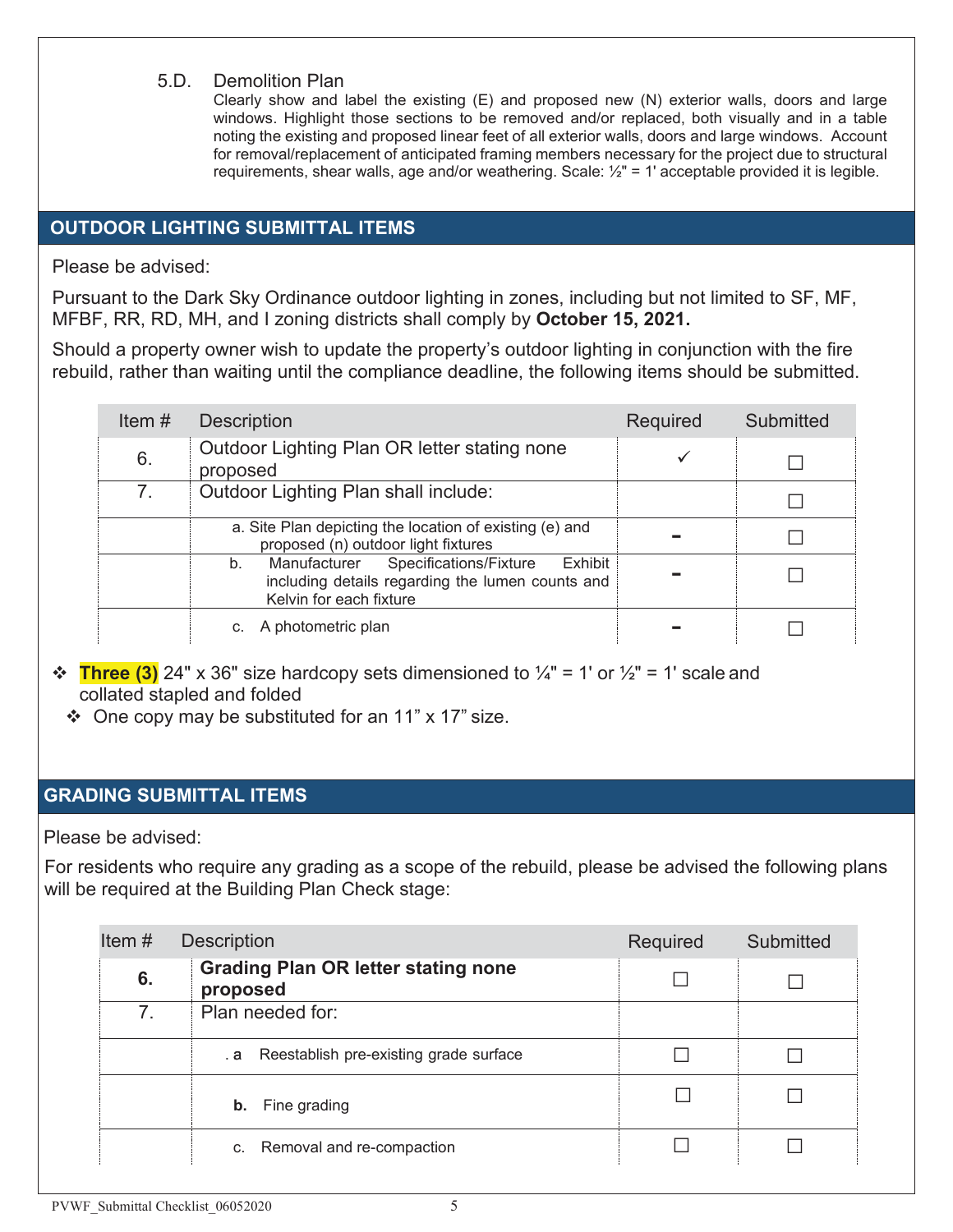5.D. Demolition Plan

Clearly show and label the existing (E) and proposed new (N) exterior walls, doors and large windows. Highlight those sections to be removed and/or replaced, both visually and in a table noting the existing and proposed linear feet of all exterior walls, doors and large windows. Account for removal/replacement of anticipated framing members necessary for the project due to structural requirements, shear walls, age and/or weathering. Scale: ½" = 1' acceptable provided it is legible.

## OUTDOOR LIGHTING SUBMITTAL ITEMS

Please be advised:

Pursuant to the Dark Sky Ordinance outdoor lighting in zones, including but not limited to SF, MF, MFBF, RR, RD, MH, and I zoning districts shall comply by **October 15, 2021.**

Should a property owner wish to update the property's outdoor lighting in conjunction with the fire rebuild, rather than waiting until the compliance deadline, the following items should be submitted.

| Item # | Description | Required | Submitted |
|---|---|---|---|
| 6. | Outdoor Lighting Plan OR letter stating none proposed | ✓ | ☐ |
| 7. | Outdoor Lighting Plan shall include: | | ☐ |
| | a. Site Plan depicting the location of existing (e) and proposed (n) outdoor light fixtures | - | ☐ |
| | b. Manufacturer Specifications/Fixture Exhibit including details regarding the lumen counts and Kelvin for each fixture | - | ☐ |
| | c. A photometric plan | - | ☐ |

- **Three (3)** 24" x 36" size hardcopy sets dimensioned to ¼" = 1' or ½" = 1' scale and collated stapled and folded
  - One copy may be substituted for an 11" x 17" size.

## GRADING SUBMITTAL ITEMS

Please be advised:

For residents who require any grading as a scope of the rebuild, please be advised the following plans will be required at the Building Plan Check stage:

| Item # | Description | Required | Submitted |
|---|---|---|---|
| **6.** | **Grading Plan OR letter stating none proposed** | ☐ | ☐ |
| 7. | Plan needed for: | | |
| | **a** Reestablish pre-existing grade surface | ☐ | ☐ |
| | **b.** Fine grading | ☐ | ☐ |
| | c. Removal and re-compaction | ☐ | ☐ |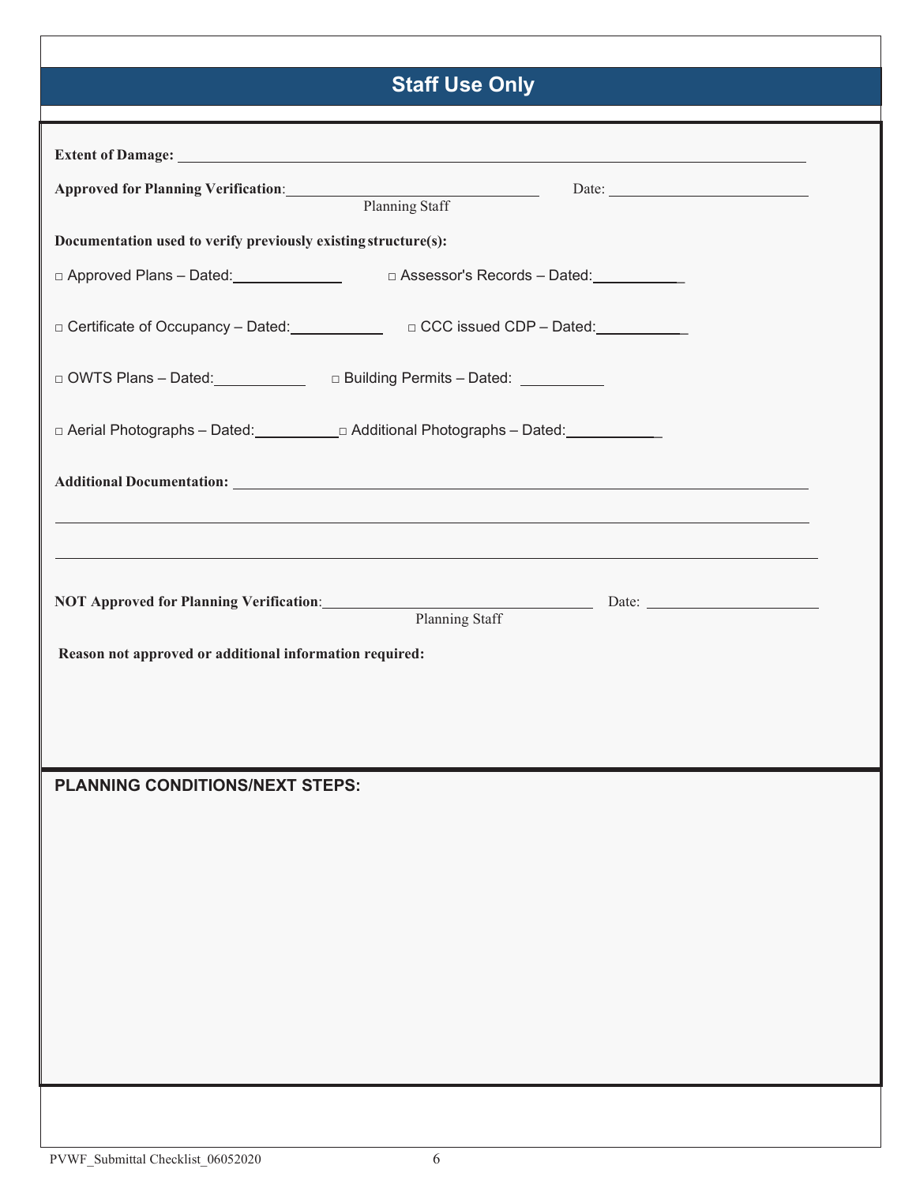## Staff Use Only

**Extent of Damage:** ____________________________________________

**Approved for Planning Verification**: ______________________ Date: ______________
Planning Staff

**Documentation used to verify previously existing structure(s):**

□ Approved Plans – Dated: __________ □ Assessor's Records – Dated: __________

□ Certificate of Occupancy – Dated: __________ □ CCC issued CDP – Dated: __________

□ OWTS Plans – Dated: __________ □ Building Permits – Dated: __________

□ Aerial Photographs – Dated: __________ □ Additional Photographs – Dated: __________

**Additional Documentation:** ____________________________________________

____________________________________________

____________________________________________

**NOT Approved for Planning Verification**: ______________________ Date: ______________
Planning Staff

**Reason not approved or additional information required:**

### PLANNING CONDITIONS/NEXT STEPS:

PVWF_Submittal Checklist_06052020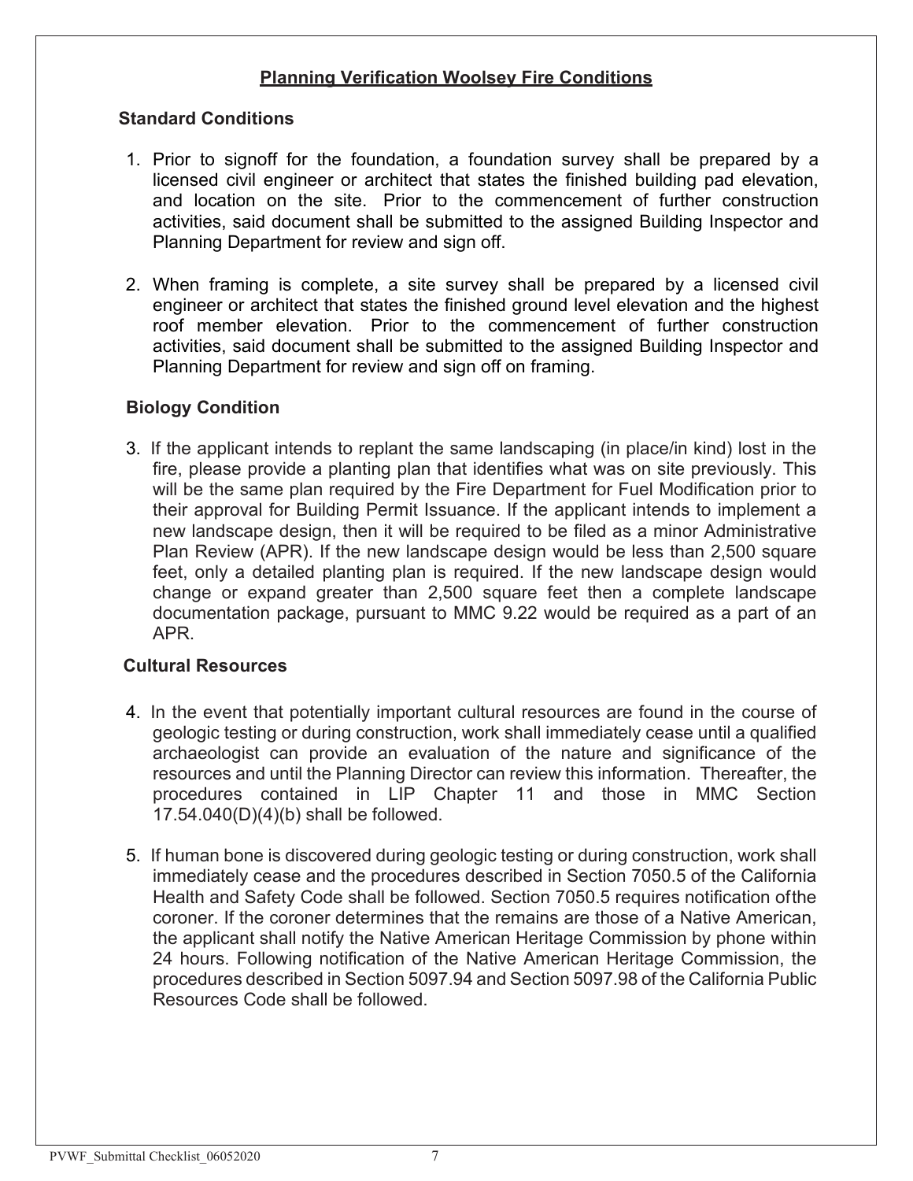## Planning Verification Woolsey Fire Conditions

### Standard Conditions

1. Prior to signoff for the foundation, a foundation survey shall be prepared by a licensed civil engineer or architect that states the finished building pad elevation, and location on the site. Prior to the commencement of further construction activities, said document shall be submitted to the assigned Building Inspector and Planning Department for review and sign off.

2. When framing is complete, a site survey shall be prepared by a licensed civil engineer or architect that states the finished ground level elevation and the highest roof member elevation. Prior to the commencement of further construction activities, said document shall be submitted to the assigned Building Inspector and Planning Department for review and sign off on framing.

### Biology Condition

3. If the applicant intends to replant the same landscaping (in place/in kind) lost in the fire, please provide a planting plan that identifies what was on site previously. This will be the same plan required by the Fire Department for Fuel Modification prior to their approval for Building Permit Issuance. If the applicant intends to implement a new landscape design, then it will be required to be filed as a minor Administrative Plan Review (APR). If the new landscape design would be less than 2,500 square feet, only a detailed planting plan is required. If the new landscape design would change or expand greater than 2,500 square feet then a complete landscape documentation package, pursuant to MMC 9.22 would be required as a part of an APR.

### Cultural Resources

4. In the event that potentially important cultural resources are found in the course of geologic testing or during construction, work shall immediately cease until a qualified archaeologist can provide an evaluation of the nature and significance of the resources and until the Planning Director can review this information. Thereafter, the procedures contained in LIP Chapter 11 and those in MMC Section 17.54.040(D)(4)(b) shall be followed.

5. If human bone is discovered during geologic testing or during construction, work shall immediately cease and the procedures described in Section 7050.5 of the California Health and Safety Code shall be followed. Section 7050.5 requires notification of the coroner. If the coroner determines that the remains are those of a Native American, the applicant shall notify the Native American Heritage Commission by phone within 24 hours. Following notification of the Native American Heritage Commission, the procedures described in Section 5097.94 and Section 5097.98 of the California Public Resources Code shall be followed.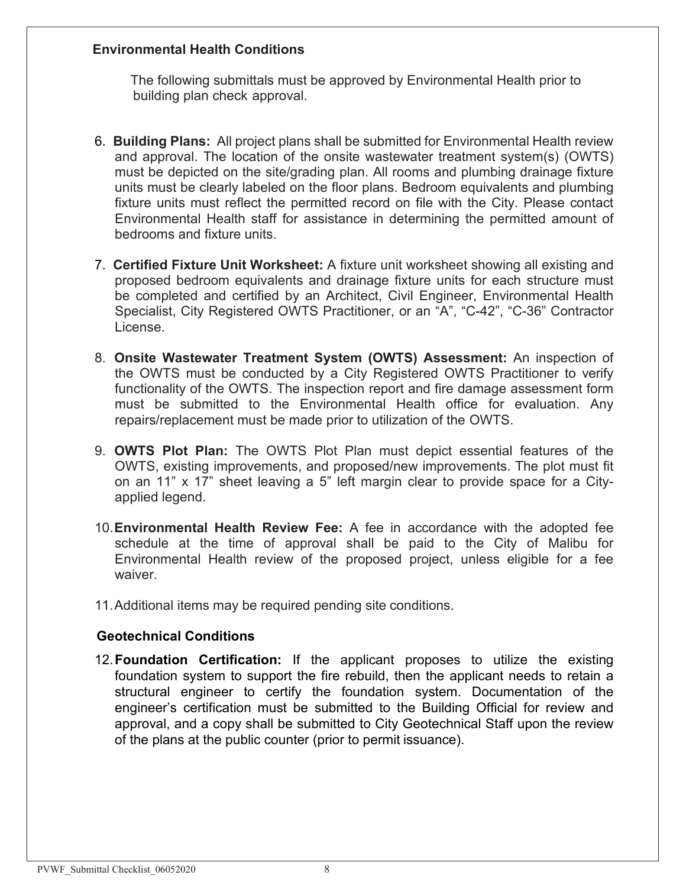### Environmental Health Conditions

The following submittals must be approved by Environmental Health prior to building plan check approval.

6. **Building Plans:** All project plans shall be submitted for Environmental Health review and approval. The location of the onsite wastewater treatment system(s) (OWTS) must be depicted on the site/grading plan. All rooms and plumbing drainage fixture units must be clearly labeled on the floor plans. Bedroom equivalents and plumbing fixture units must reflect the permitted record on file with the City. Please contact Environmental Health staff for assistance in determining the permitted amount of bedrooms and fixture units.

7. **Certified Fixture Unit Worksheet:** A fixture unit worksheet showing all existing and proposed bedroom equivalents and drainage fixture units for each structure must be completed and certified by an Architect, Civil Engineer, Environmental Health Specialist, City Registered OWTS Practitioner, or an "A", "C-42", "C-36" Contractor License.

8. **Onsite Wastewater Treatment System (OWTS) Assessment:** An inspection of the OWTS must be conducted by a City Registered OWTS Practitioner to verify functionality of the OWTS. The inspection report and fire damage assessment form must be submitted to the Environmental Health office for evaluation. Any repairs/replacement must be made prior to utilization of the OWTS.

9. **OWTS Plot Plan:** The OWTS Plot Plan must depict essential features of the OWTS, existing improvements, and proposed/new improvements. The plot must fit on an 11" x 17" sheet leaving a 5" left margin clear to provide space for a City-applied legend.

10. **Environmental Health Review Fee:** A fee in accordance with the adopted fee schedule at the time of approval shall be paid to the City of Malibu for Environmental Health review of the proposed project, unless eligible for a fee waiver.

11. Additional items may be required pending site conditions.

### Geotechnical Conditions

12. **Foundation Certification:** If the applicant proposes to utilize the existing foundation system to support the fire rebuild, then the applicant needs to retain a structural engineer to certify the foundation system. Documentation of the engineer's certification must be submitted to the Building Official for review and approval, and a copy shall be submitted to City Geotechnical Staff upon the review of the plans at the public counter (prior to permit issuance).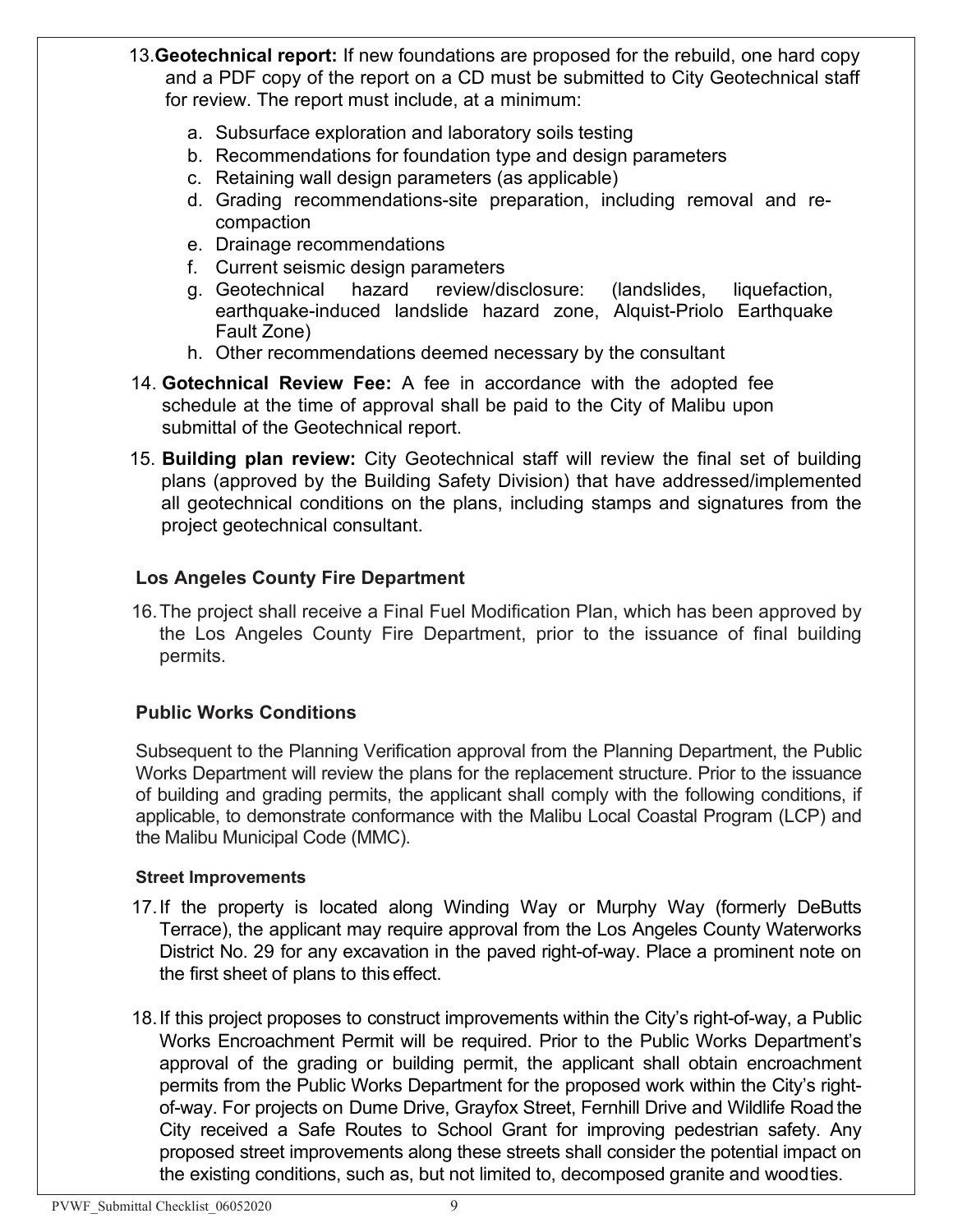13. **Geotechnical report:** If new foundations are proposed for the rebuild, one hard copy and a PDF copy of the report on a CD must be submitted to City Geotechnical staff for review. The report must include, at a minimum:

    a. Subsurface exploration and laboratory soils testing
    b. Recommendations for foundation type and design parameters
    c. Retaining wall design parameters (as applicable)
    d. Grading recommendations-site preparation, including removal and re-compaction
    e. Drainage recommendations
    f. Current seismic design parameters
    g. Geotechnical hazard review/disclosure: (landslides, liquefaction, earthquake-induced landslide hazard zone, Alquist-Priolo Earthquake Fault Zone)
    h. Other recommendations deemed necessary by the consultant

14. **Gotechnical Review Fee:** A fee in accordance with the adopted fee schedule at the time of approval shall be paid to the City of Malibu upon submittal of the Geotechnical report.

15. **Building plan review:** City Geotechnical staff will review the final set of building plans (approved by the Building Safety Division) that have addressed/implemented all geotechnical conditions on the plans, including stamps and signatures from the project geotechnical consultant.

### Los Angeles County Fire Department

16. The project shall receive a Final Fuel Modification Plan, which has been approved by the Los Angeles County Fire Department, prior to the issuance of final building permits.

### Public Works Conditions

Subsequent to the Planning Verification approval from the Planning Department, the Public Works Department will review the plans for the replacement structure. Prior to the issuance of building and grading permits, the applicant shall comply with the following conditions, if applicable, to demonstrate conformance with the Malibu Local Coastal Program (LCP) and the Malibu Municipal Code (MMC).

#### Street Improvements

17. If the property is located along Winding Way or Murphy Way (formerly DeButts Terrace), the applicant may require approval from the Los Angeles County Waterworks District No. 29 for any excavation in the paved right-of-way. Place a prominent note on the first sheet of plans to this effect.

18. If this project proposes to construct improvements within the City's right-of-way, a Public Works Encroachment Permit will be required. Prior to the Public Works Department's approval of the grading or building permit, the applicant shall obtain encroachment permits from the Public Works Department for the proposed work within the City's right-of-way. For projects on Dume Drive, Grayfox Street, Fernhill Drive and Wildlife Road the City received a Safe Routes to School Grant for improving pedestrian safety. Any proposed street improvements along these streets shall consider the potential impact on the existing conditions, such as, but not limited to, decomposed granite and wood ties.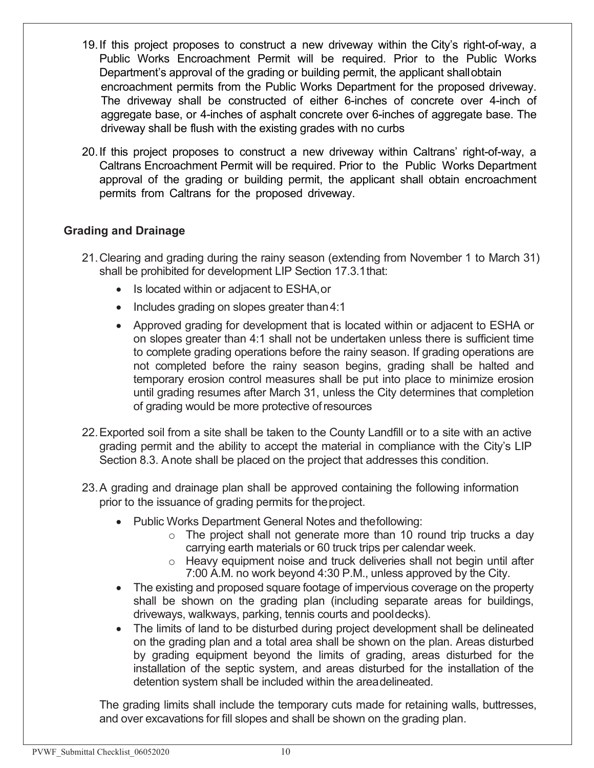19. If this project proposes to construct a new driveway within the City's right-of-way, a Public Works Encroachment Permit will be required. Prior to the Public Works Department's approval of the grading or building permit, the applicant shall obtain encroachment permits from the Public Works Department for the proposed driveway. The driveway shall be constructed of either 6-inches of concrete over 4-inch of aggregate base, or 4-inches of asphalt concrete over 6-inches of aggregate base. The driveway shall be flush with the existing grades with no curbs

20. If this project proposes to construct a new driveway within Caltrans' right-of-way, a Caltrans Encroachment Permit will be required. Prior to the Public Works Department approval of the grading or building permit, the applicant shall obtain encroachment permits from Caltrans for the proposed driveway.

## Grading and Drainage

21. Clearing and grading during the rainy season (extending from November 1 to March 31) shall be prohibited for development LIP Section 17.3.1 that:
    - Is located within or adjacent to ESHA, or
    - Includes grading on slopes greater than 4:1
    - Approved grading for development that is located within or adjacent to ESHA or on slopes greater than 4:1 shall not be undertaken unless there is sufficient time to complete grading operations before the rainy season. If grading operations are not completed before the rainy season begins, grading shall be halted and temporary erosion control measures shall be put into place to minimize erosion until grading resumes after March 31, unless the City determines that completion of grading would be more protective of resources

22. Exported soil from a site shall be taken to the County Landfill or to a site with an active grading permit and the ability to accept the material in compliance with the City's LIP Section 8.3. A note shall be placed on the project that addresses this condition.

23. A grading and drainage plan shall be approved containing the following information prior to the issuance of grading permits for the project.
    - Public Works Department General Notes and the following:
        - The project shall not generate more than 10 round trip trucks a day carrying earth materials or 60 truck trips per calendar week.
        - Heavy equipment noise and truck deliveries shall not begin until after 7:00 A.M. no work beyond 4:30 P.M., unless approved by the City.
    - The existing and proposed square footage of impervious coverage on the property shall be shown on the grading plan (including separate areas for buildings, driveways, walkways, parking, tennis courts and pool decks).
    - The limits of land to be disturbed during project development shall be delineated on the grading plan and a total area shall be shown on the plan. Areas disturbed by grading equipment beyond the limits of grading, areas disturbed for the installation of the septic system, and areas disturbed for the installation of the detention system shall be included within the area delineated.

    The grading limits shall include the temporary cuts made for retaining walls, buttresses, and over excavations for fill slopes and shall be shown on the grading plan.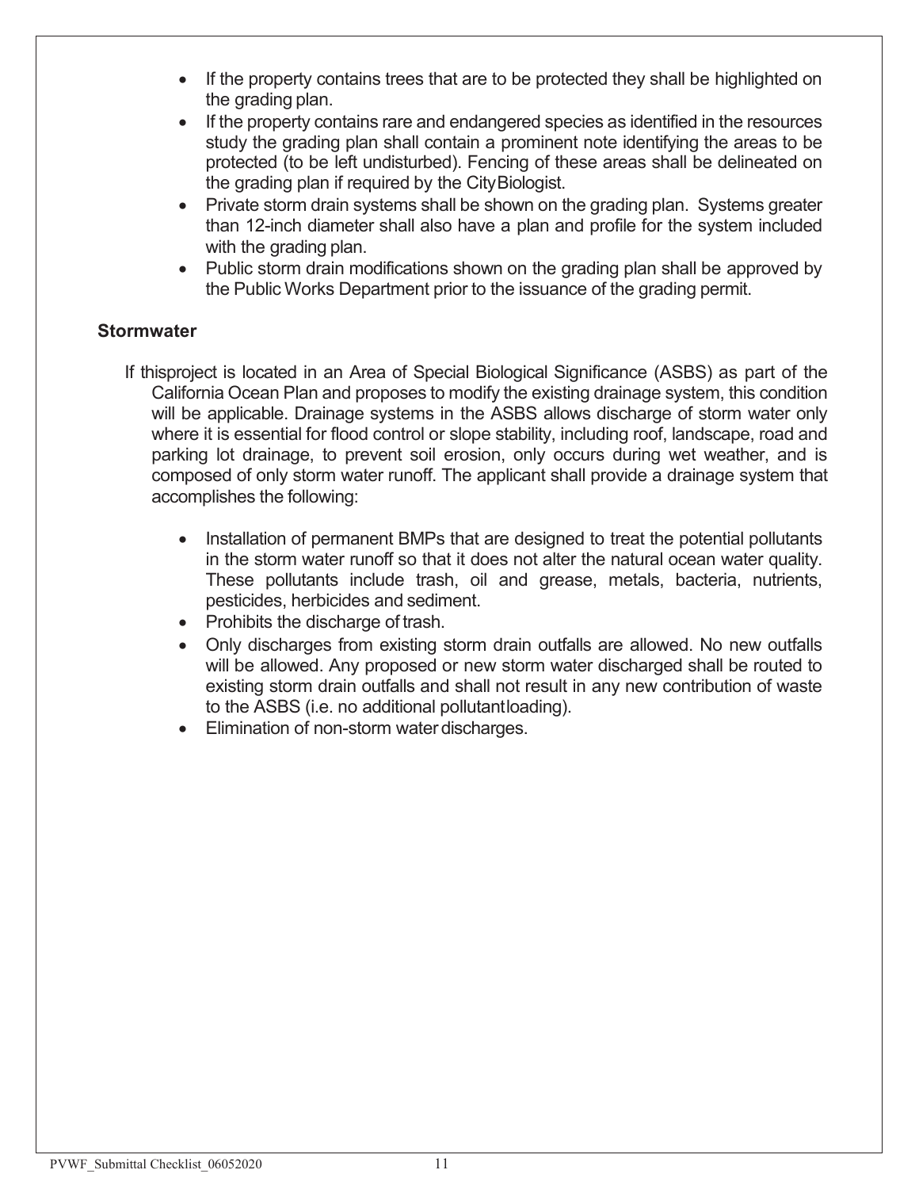- If the property contains trees that are to be protected they shall be highlighted on the grading plan.
- If the property contains rare and endangered species as identified in the resources study the grading plan shall contain a prominent note identifying the areas to be protected (to be left undisturbed). Fencing of these areas shall be delineated on the grading plan if required by the City Biologist.
- Private storm drain systems shall be shown on the grading plan. Systems greater than 12-inch diameter shall also have a plan and profile for the system included with the grading plan.
- Public storm drain modifications shown on the grading plan shall be approved by the Public Works Department prior to the issuance of the grading permit.

**Stormwater**

If thisproject is located in an Area of Special Biological Significance (ASBS) as part of the California Ocean Plan and proposes to modify the existing drainage system, this condition will be applicable. Drainage systems in the ASBS allows discharge of storm water only where it is essential for flood control or slope stability, including roof, landscape, road and parking lot drainage, to prevent soil erosion, only occurs during wet weather, and is composed of only storm water runoff. The applicant shall provide a drainage system that accomplishes the following:

- Installation of permanent BMPs that are designed to treat the potential pollutants in the storm water runoff so that it does not alter the natural ocean water quality. These pollutants include trash, oil and grease, metals, bacteria, nutrients, pesticides, herbicides and sediment.
- Prohibits the discharge of trash.
- Only discharges from existing storm drain outfalls are allowed. No new outfalls will be allowed. Any proposed or new storm water discharged shall be routed to existing storm drain outfalls and shall not result in any new contribution of waste to the ASBS (i.e. no additional pollutant loading).
- Elimination of non-storm water discharges.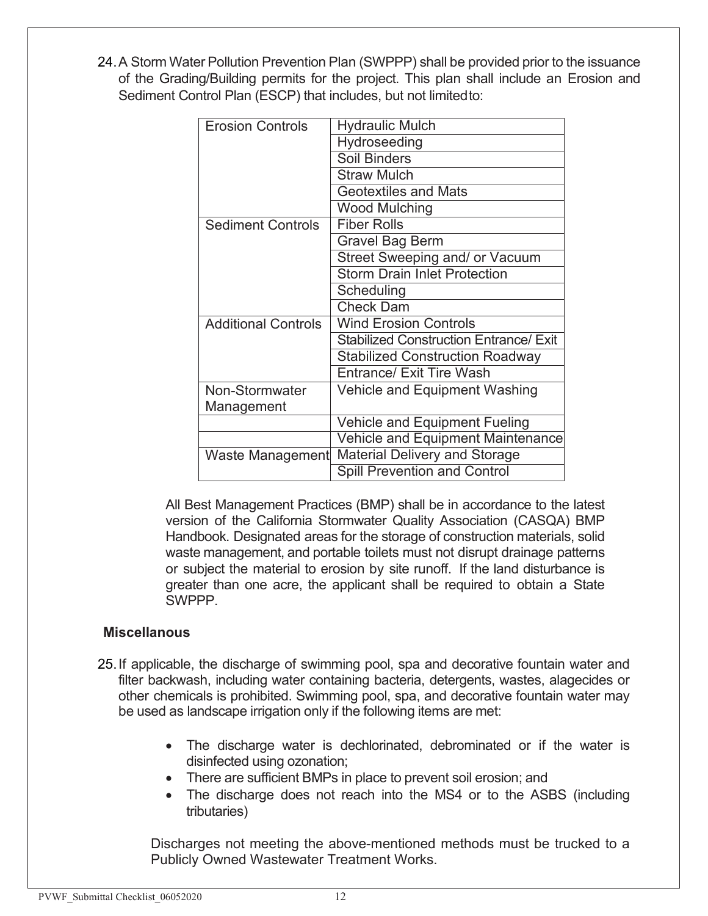24. A Storm Water Pollution Prevention Plan (SWPPP) shall be provided prior to the issuance of the Grading/Building permits for the project. This plan shall include an Erosion and Sediment Control Plan (ESCP) that includes, but not limited to:

| | |
|---|---|
| Erosion Controls | Hydraulic Mulch |
| | Hydroseeding |
| | Soil Binders |
| | Straw Mulch |
| | Geotextiles and Mats |
| | Wood Mulching |
| Sediment Controls | Fiber Rolls |
| | Gravel Bag Berm |
| | Street Sweeping and/ or Vacuum |
| | Storm Drain Inlet Protection |
| | Scheduling |
| | Check Dam |
| Additional Controls | Wind Erosion Controls |
| | Stabilized Construction Entrance/ Exit |
| | Stabilized Construction Roadway |
| | Entrance/ Exit Tire Wash |
| Non-Stormwater Management | Vehicle and Equipment Washing |
| | Vehicle and Equipment Fueling |
| | Vehicle and Equipment Maintenance |
| Waste Management | Material Delivery and Storage |
| | Spill Prevention and Control |

All Best Management Practices (BMP) shall be in accordance to the latest version of the California Stormwater Quality Association (CASQA) BMP Handbook. Designated areas for the storage of construction materials, solid waste management, and portable toilets must not disrupt drainage patterns or subject the material to erosion by site runoff. If the land disturbance is greater than one acre, the applicant shall be required to obtain a State SWPPP.

**Miscellanous**

25. If applicable, the discharge of swimming pool, spa and decorative fountain water and filter backwash, including water containing bacteria, detergents, wastes, alagecides or other chemicals is prohibited. Swimming pool, spa, and decorative fountain water may be used as landscape irrigation only if the following items are met:

- The discharge water is dechlorinated, debrominated or if the water is disinfected using ozonation;
- There are sufficient BMPs in place to prevent soil erosion; and
- The discharge does not reach into the MS4 or to the ASBS (including tributaries)

Discharges not meeting the above-mentioned methods must be trucked to a Publicly Owned Wastewater Treatment Works.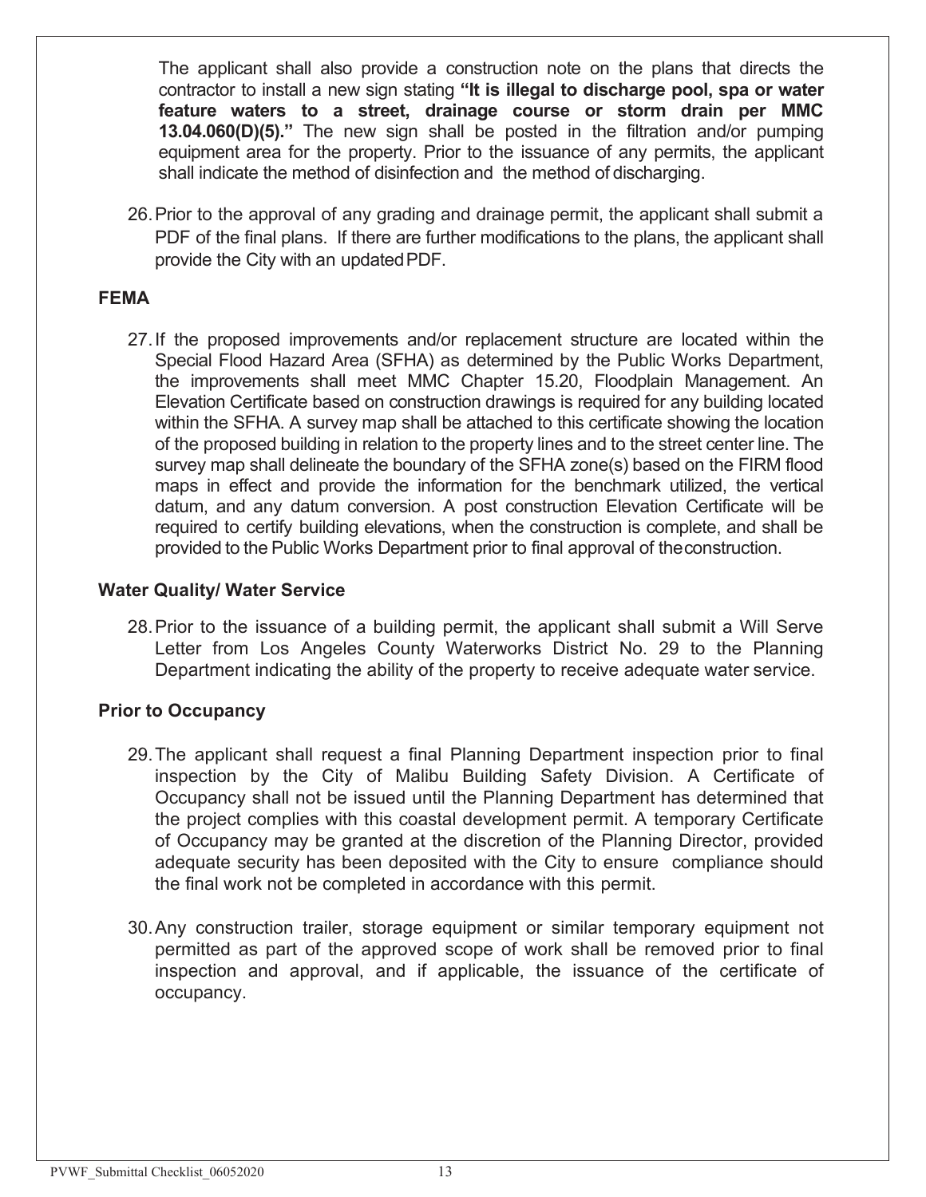The applicant shall also provide a construction note on the plans that directs the contractor to install a new sign stating **"It is illegal to discharge pool, spa or water feature waters to a street, drainage course or storm drain per MMC 13.04.060(D)(5)."** The new sign shall be posted in the filtration and/or pumping equipment area for the property. Prior to the issuance of any permits, the applicant shall indicate the method of disinfection and the method of discharging.

26. Prior to the approval of any grading and drainage permit, the applicant shall submit a PDF of the final plans. If there are further modifications to the plans, the applicant shall provide the City with an updated PDF.

**FEMA**

27. If the proposed improvements and/or replacement structure are located within the Special Flood Hazard Area (SFHA) as determined by the Public Works Department, the improvements shall meet MMC Chapter 15.20, Floodplain Management. An Elevation Certificate based on construction drawings is required for any building located within the SFHA. A survey map shall be attached to this certificate showing the location of the proposed building in relation to the property lines and to the street center line. The survey map shall delineate the boundary of the SFHA zone(s) based on the FIRM flood maps in effect and provide the information for the benchmark utilized, the vertical datum, and any datum conversion. A post construction Elevation Certificate will be required to certify building elevations, when the construction is complete, and shall be provided to the Public Works Department prior to final approval of the construction.

**Water Quality/ Water Service**

28. Prior to the issuance of a building permit, the applicant shall submit a Will Serve Letter from Los Angeles County Waterworks District No. 29 to the Planning Department indicating the ability of the property to receive adequate water service.

**Prior to Occupancy**

29. The applicant shall request a final Planning Department inspection prior to final inspection by the City of Malibu Building Safety Division. A Certificate of Occupancy shall not be issued until the Planning Department has determined that the project complies with this coastal development permit. A temporary Certificate of Occupancy may be granted at the discretion of the Planning Director, provided adequate security has been deposited with the City to ensure compliance should the final work not be completed in accordance with this permit.

30. Any construction trailer, storage equipment or similar temporary equipment not permitted as part of the approved scope of work shall be removed prior to final inspection and approval, and if applicable, the issuance of the certificate of occupancy.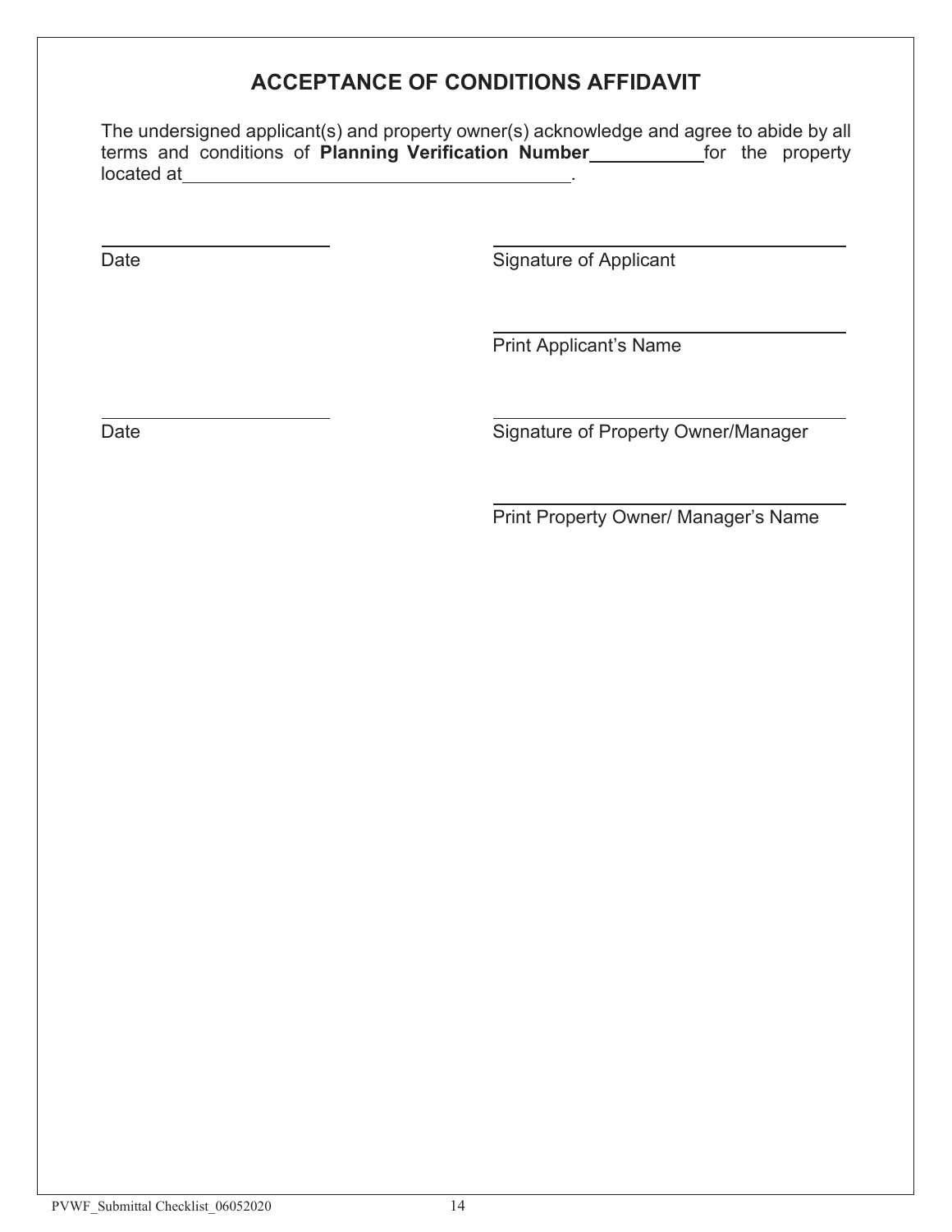# ACCEPTANCE OF CONDITIONS AFFIDAVIT

The undersigned applicant(s) and property owner(s) acknowledge and agree to abide by all terms and conditions of **Planning Verification Number**\_\_\_\_\_\_\_\_\_\_\_ for the property located at\_\_\_\_\_\_\_\_\_\_\_\_\_\_\_\_\_\_\_\_\_\_\_\_\_\_\_\_\_\_\_\_\_\_\_\_\_\_\_\_.

| | |
|---|---|
| \_\_\_\_\_\_\_\_\_\_\_\_\_\_\_\_\_\_\_\_\_\_ | \_\_\_\_\_\_\_\_\_\_\_\_\_\_\_\_\_\_\_\_\_\_\_\_\_\_\_\_\_\_\_\_\_\_ |
| Date | Signature of Applicant |
| | \_\_\_\_\_\_\_\_\_\_\_\_\_\_\_\_\_\_\_\_\_\_\_\_\_\_\_\_\_\_\_\_\_\_ |
| | Print Applicant's Name |
| \_\_\_\_\_\_\_\_\_\_\_\_\_\_\_\_\_\_\_\_\_\_ | \_\_\_\_\_\_\_\_\_\_\_\_\_\_\_\_\_\_\_\_\_\_\_\_\_\_\_\_\_\_\_\_\_\_ |
| Date | Signature of Property Owner/Manager |
| | \_\_\_\_\_\_\_\_\_\_\_\_\_\_\_\_\_\_\_\_\_\_\_\_\_\_\_\_\_\_\_\_\_\_ |
| | Print Property Owner/ Manager's Name |

PVWF_Submittal Checklist_06052020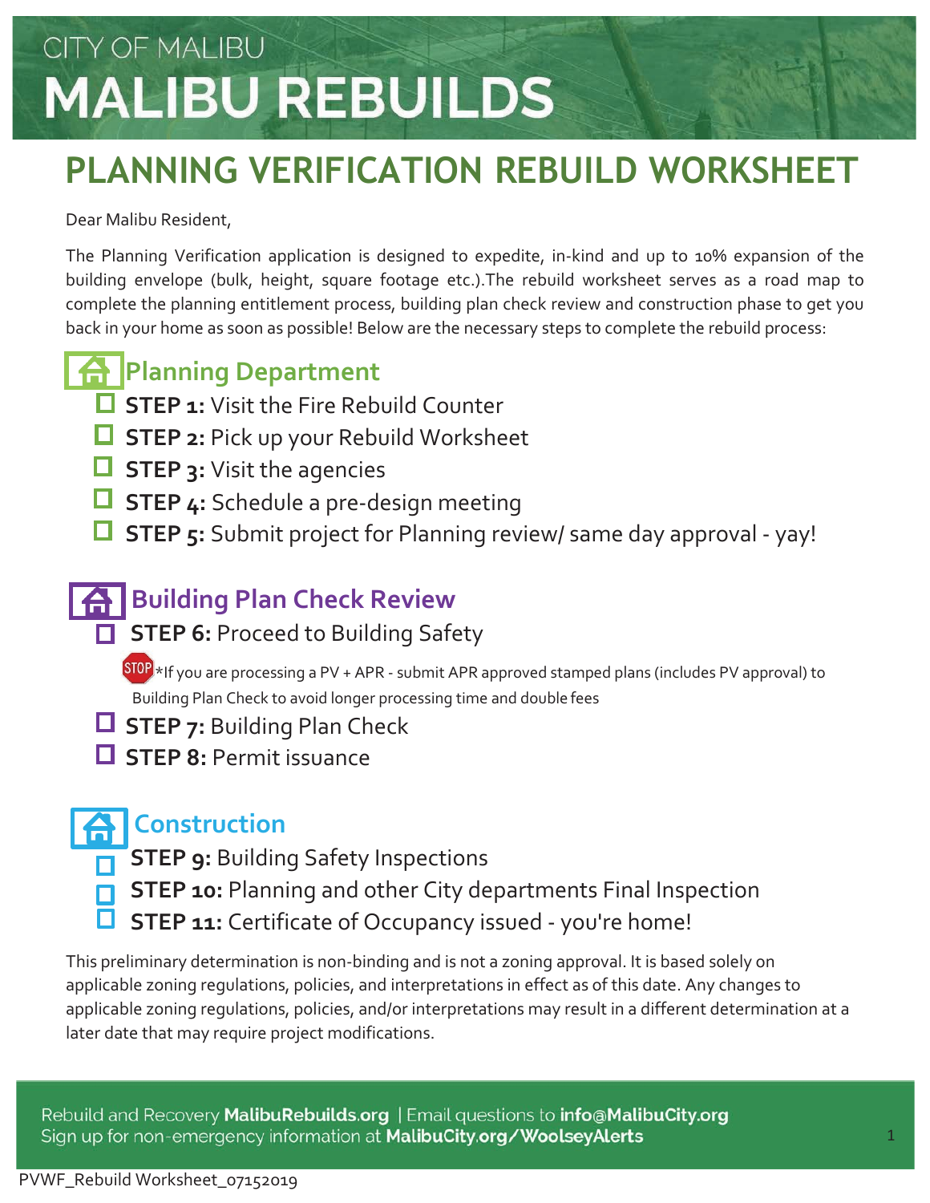CITY OF MALIBU

# MALIBU REBUILDS

## PLANNING VERIFICATION REBUILD WORKSHEET

Dear Malibu Resident,

The Planning Verification application is designed to expedite, in-kind and up to 10% expansion of the building envelope (bulk, height, square footage etc.).The rebuild worksheet serves as a road map to complete the planning entitlement process, building plan check review and construction phase to get you back in your home as soon as possible! Below are the necessary steps to complete the rebuild process:

### Planning Department

- ☐ **STEP 1:** Visit the Fire Rebuild Counter
- ☐ **STEP 2:** Pick up your Rebuild Worksheet
- ☐ **STEP 3:** Visit the agencies
- ☐ **STEP 4:** Schedule a pre-design meeting
- ☐ **STEP 5:** Submit project for Planning review/ same day approval - yay!

### Building Plan Check Review

- ☐ **STEP 6:** Proceed to Building Safety

  STOP *If you are processing a PV + APR - submit APR approved stamped plans (includes PV approval) to Building Plan Check to avoid longer processing time and double fees

- ☐ **STEP 7:** Building Plan Check
- ☐ **STEP 8:** Permit issuance

### Construction

- ☐ **STEP 9:** Building Safety Inspections
- ☐ **STEP 10:** Planning and other City departments Final Inspection
- ☐ **STEP 11:** Certificate of Occupancy issued - you're home!

This preliminary determination is non-binding and is not a zoning approval. It is based solely on applicable zoning regulations, policies, and interpretations in effect as of this date. Any changes to applicable zoning regulations, policies, and/or interpretations may result in a different determination at a later date that may require project modifications.

Rebuild and Recovery **MalibuRebuilds.org** | Email questions to **info@MalibuCity.org**
Sign up for non-emergency information at **MalibuCity.org/WoolseyAlerts**

PVWF_Rebuild Worksheet_07152019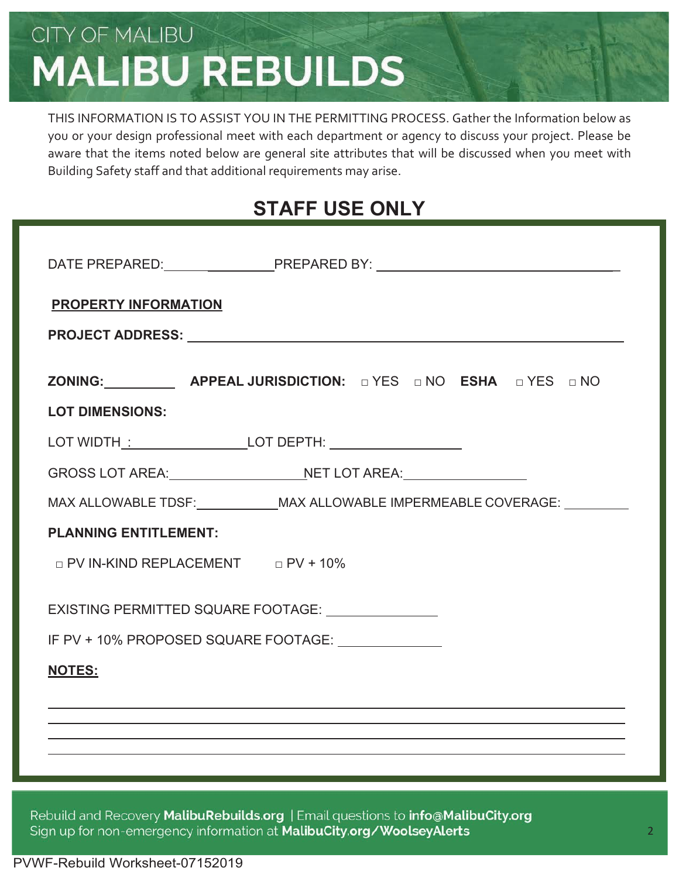# CITY OF MALIBU
# MALIBU REBUILDS

THIS INFORMATION IS TO ASSIST YOU IN THE PERMITTING PROCESS. Gather the Information below as you or your design professional meet with each department or agency to discuss your project. Please be aware that the items noted below are general site attributes that will be discussed when you meet with Building Safety staff and that additional requirements may arise.

## STAFF USE ONLY

DATE PREPARED:__________________ PREPARED BY: ______________________________________

**PROPERTY INFORMATION**

**PROJECT ADDRESS:** ______________________________________________________________

**ZONING:**__________ **APPEAL JURISDICTION:** □ YES □ NO **ESHA** □ YES □ NO

**LOT DIMENSIONS:**

LOT WIDTH :________________ LOT DEPTH: __________________

GROSS LOT AREA:___________________ NET LOT AREA:_________________

MAX ALLOWABLE TDSF:___________ MAX ALLOWABLE IMPERMEABLE COVERAGE: _________

**PLANNING ENTITLEMENT:**

□ PV IN-KIND REPLACEMENT □ PV + 10%

EXISTING PERMITTED SQUARE FOOTAGE: _______________

IF PV + 10% PROPOSED SQUARE FOOTAGE: ______________

**NOTES:**

______________________________________________________________________________

______________________________________________________________________________

______________________________________________________________________________

______________________________________________________________________________

Rebuild and Recovery **MalibuRebuilds.org** | Email questions to **info@MalibuCity.org**
Sign up for non-emergency information at **MalibuCity.org/WoolseyAlerts**

PVWF-Rebuild Worksheet-07152019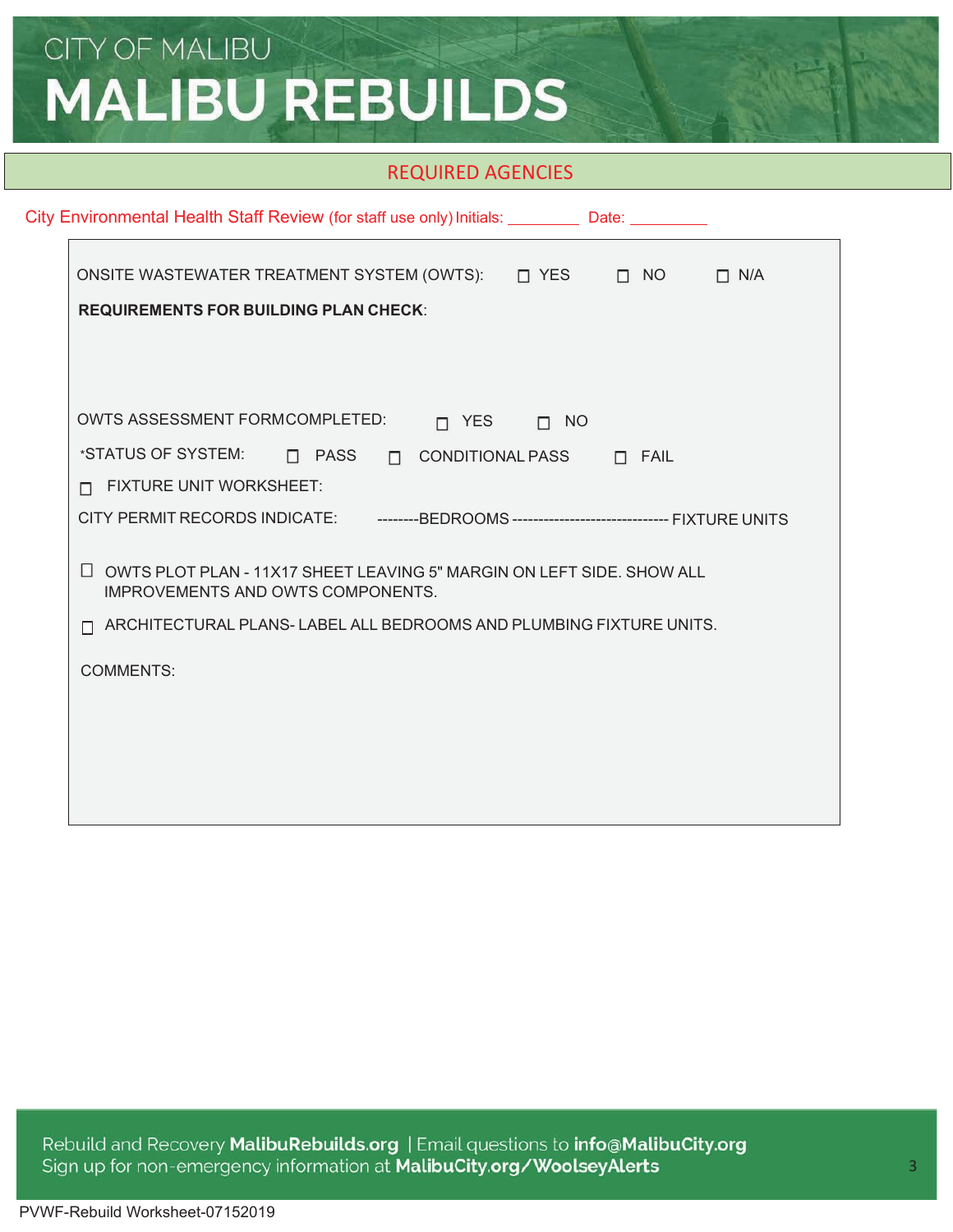# CITY OF MALIBU
# MALIBU REBUILDS

## REQUIRED AGENCIES

City Environmental Health Staff Review (for staff use only) Initials: ________ Date: _________

ONSITE WASTEWATER TREATMENT SYSTEM (OWTS): ☐ YES ☐ NO ☐ N/A

**REQUIREMENTS FOR BUILDING PLAN CHECK**:

OWTS ASSESSMENT FORM COMPLETED: ☐ YES ☐ NO

*STATUS OF SYSTEM: ☐ PASS ☐ CONDITIONAL PASS ☐ FAIL

☐ FIXTURE UNIT WORKSHEET:

CITY PERMIT RECORDS INDICATE: --------BEDROOMS ------------------------------ FIXTURE UNITS

☐ OWTS PLOT PLAN - 11X17 SHEET LEAVING 5" MARGIN ON LEFT SIDE. SHOW ALL IMPROVEMENTS AND OWTS COMPONENTS.

☐ ARCHITECTURAL PLANS- LABEL ALL BEDROOMS AND PLUMBING FIXTURE UNITS.

COMMENTS:

Rebuild and Recovery **MalibuRebuilds.org** | Email questions to **info@MalibuCity.org**
Sign up for non-emergency information at **MalibuCity.org/WoolseyAlerts**

PVWF-Rebuild Worksheet-07152019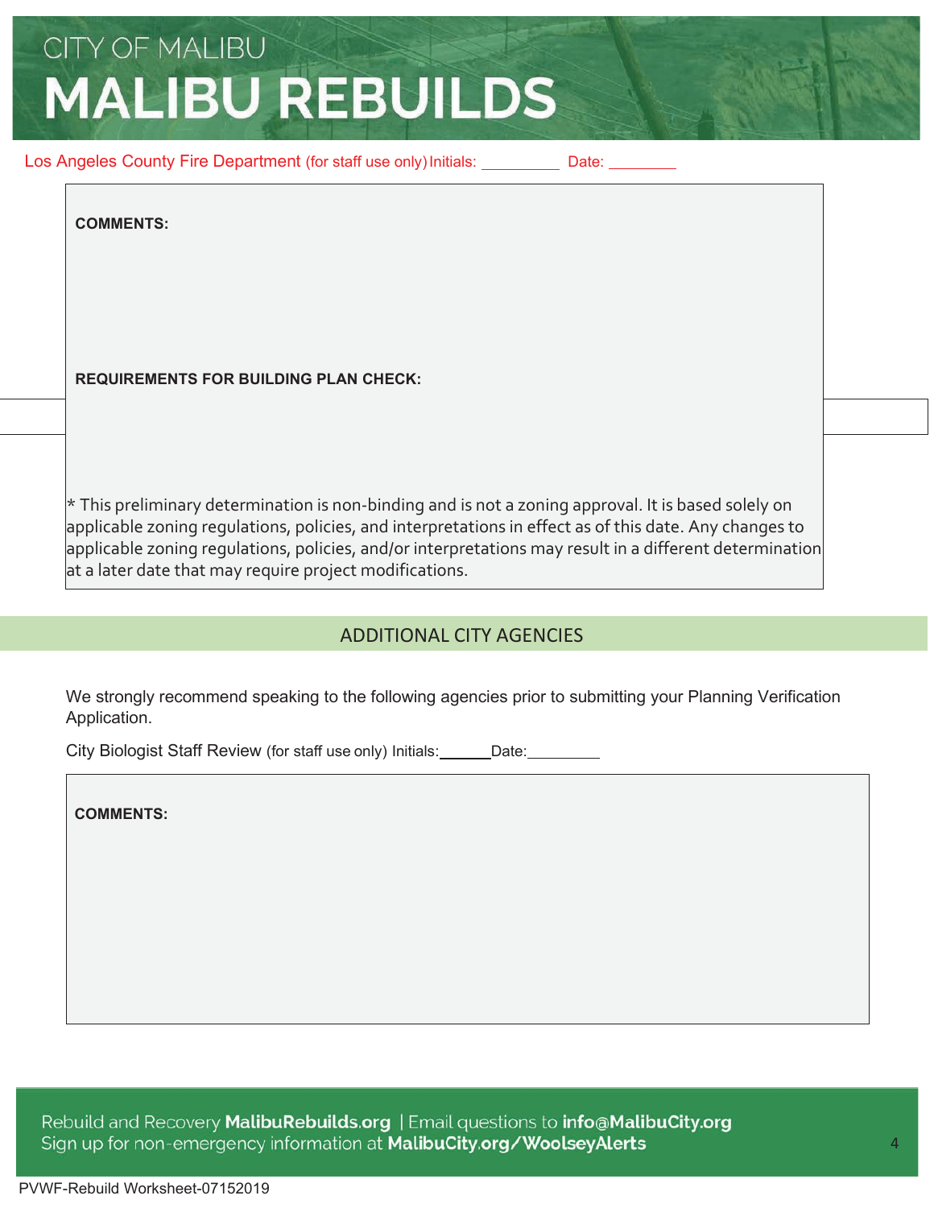# CITY OF MALIBU
# MALIBU REBUILDS

Los Angeles County Fire Department (for staff use only) Initials: _________ Date: ________

**COMMENTS:**

**REQUIREMENTS FOR BUILDING PLAN CHECK:**

* This preliminary determination is non-binding and is not a zoning approval. It is based solely on applicable zoning regulations, policies, and interpretations in effect as of this date. Any changes to applicable zoning regulations, policies, and/or interpretations may result in a different determination at a later date that may require project modifications.

## ADDITIONAL CITY AGENCIES

We strongly recommend speaking to the following agencies prior to submitting your Planning Verification Application.

City Biologist Staff Review (for staff use only) Initials:______Date:_________

**COMMENTS:**

Rebuild and Recovery **MalibuRebuilds.org** | Email questions to **info@MalibuCity.org**
Sign up for non-emergency information at **MalibuCity.org/WoolseyAlerts**

PVWF-Rebuild Worksheet-07152019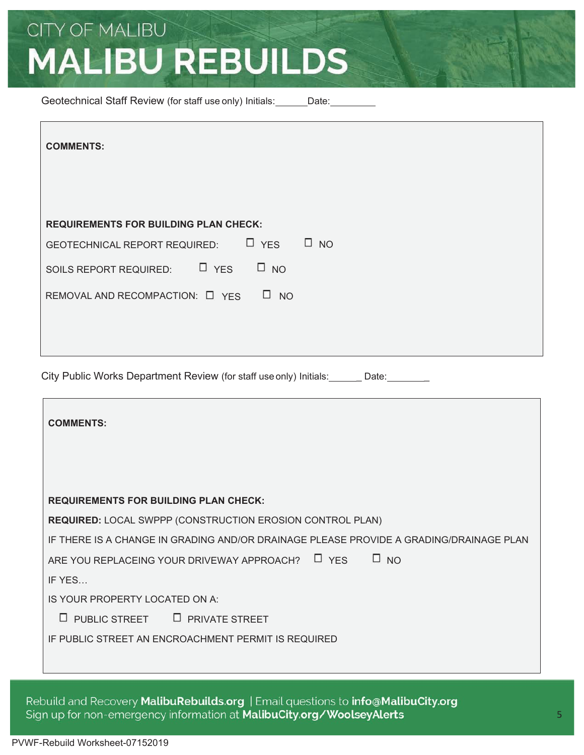# CITY OF MALIBU

# MALIBU REBUILDS

Geotechnical Staff Review (for staff use only) Initials:______Date:_________

**COMMENTS:**

**REQUIREMENTS FOR BUILDING PLAN CHECK:**

GEOTECHNICAL REPORT REQUIRED: ☐ YES ☐ NO

SOILS REPORT REQUIRED: ☐ YES ☐ NO

REMOVAL AND RECOMPACTION: ☐ YES ☐ NO

City Public Works Department Review (for staff use only) Initials:______ Date:________

**COMMENTS:**

**REQUIREMENTS FOR BUILDING PLAN CHECK:**

**REQUIRED:** LOCAL SWPPP (CONSTRUCTION EROSION CONTROL PLAN)

IF THERE IS A CHANGE IN GRADING AND/OR DRAINAGE PLEASE PROVIDE A GRADING/DRAINAGE PLAN

ARE YOU REPLACEING YOUR DRIVEWAY APPROACH? ☐ YES ☐ NO

IF YES…

IS YOUR PROPERTY LOCATED ON A:

☐ PUBLIC STREET ☐ PRIVATE STREET

IF PUBLIC STREET AN ENCROACHMENT PERMIT IS REQUIRED

Rebuild and Recovery **MalibuRebuilds.org** | Email questions to **info@MalibuCity.org**
Sign up for non-emergency information at **MalibuCity.org/WoolseyAlerts**

PVWF-Rebuild Worksheet-07152019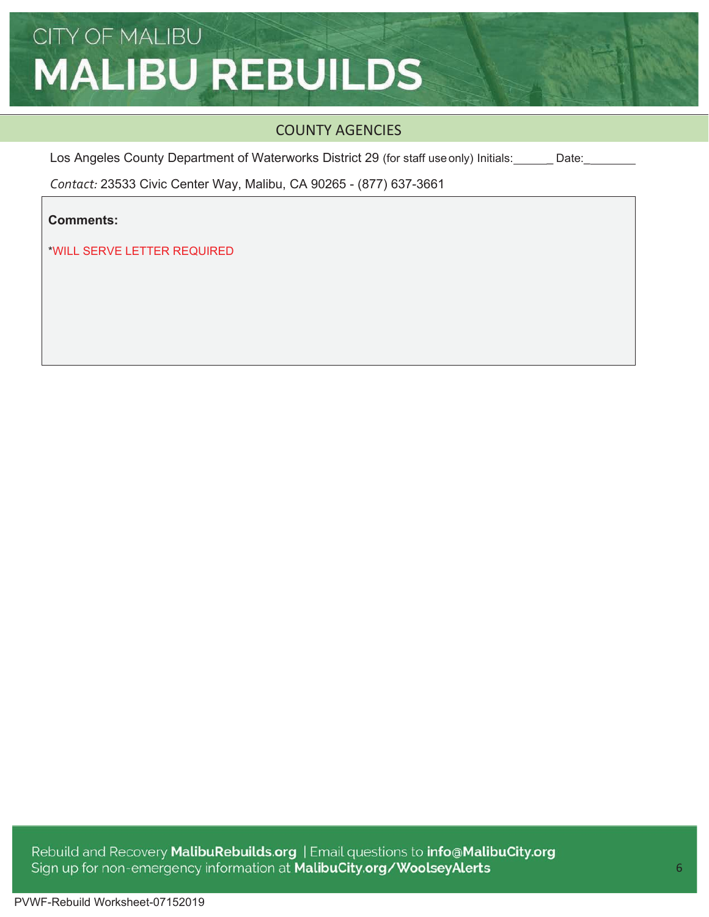# CITY OF MALIBU
# MALIBU REBUILDS

## COUNTY AGENCIES

Los Angeles County Department of Waterworks District 29 (for staff use only) Initials:______ Date:________

*Contact:* 23533 Civic Center Way, Malibu, CA 90265 - (877) 637-3661

**Comments:**

*WILL SERVE LETTER REQUIRED

Rebuild and Recovery **MalibuRebuilds.org** | Email questions to **info@MalibuCity.org**
Sign up for non-emergency information at **MalibuCity.org/WoolseyAlerts**

PVWF-Rebuild Worksheet-07152019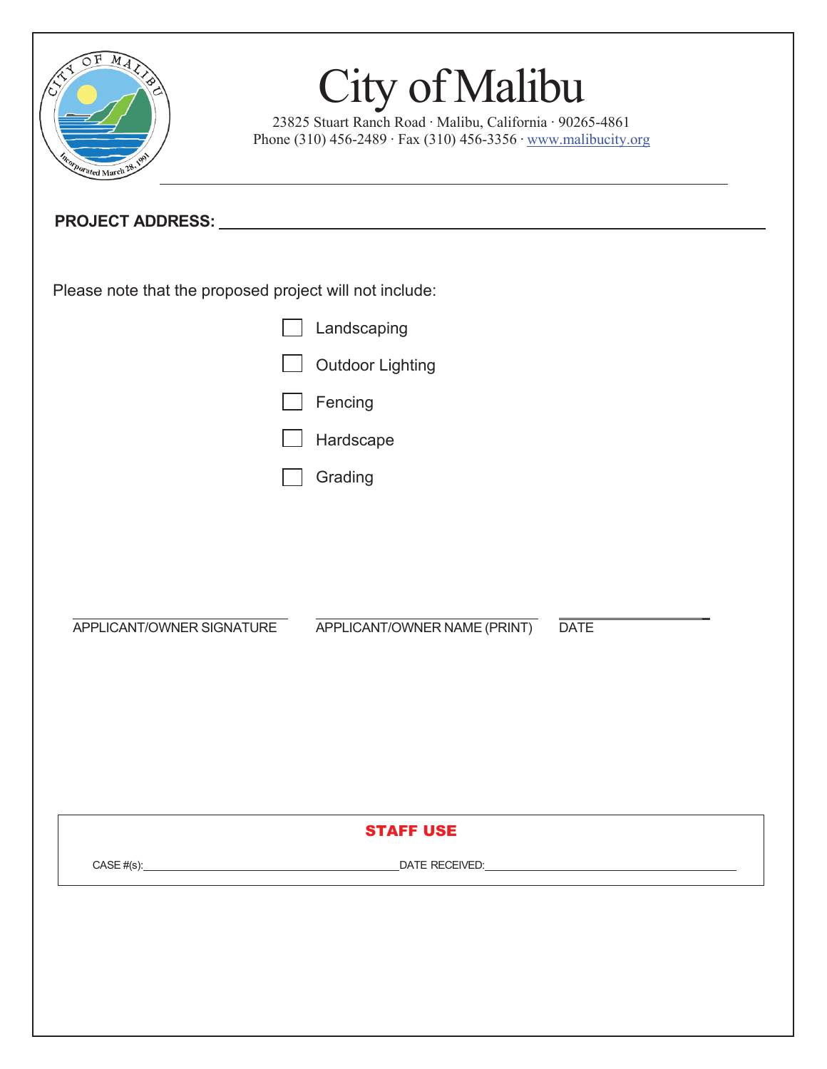# City of Malibu

23825 Stuart Ranch Road · Malibu, California · 90265-4861
Phone (310) 456-2489 · Fax (310) 456-3356 · www.malibucity.org

**PROJECT ADDRESS:** ______________________________________________

Please note that the proposed project will not include:

- ☐ Landscaping
- ☐ Outdoor Lighting
- ☐ Fencing
- ☐ Hardscape
- ☐ Grading

| ______________________________ | ______________________________ | ____________________ |
|---|---|---|
| APPLICANT/OWNER SIGNATURE | APPLICANT/OWNER NAME (PRINT) | DATE |

**STAFF USE**

CASE #(s):______________________________ DATE RECEIVED:______________________________